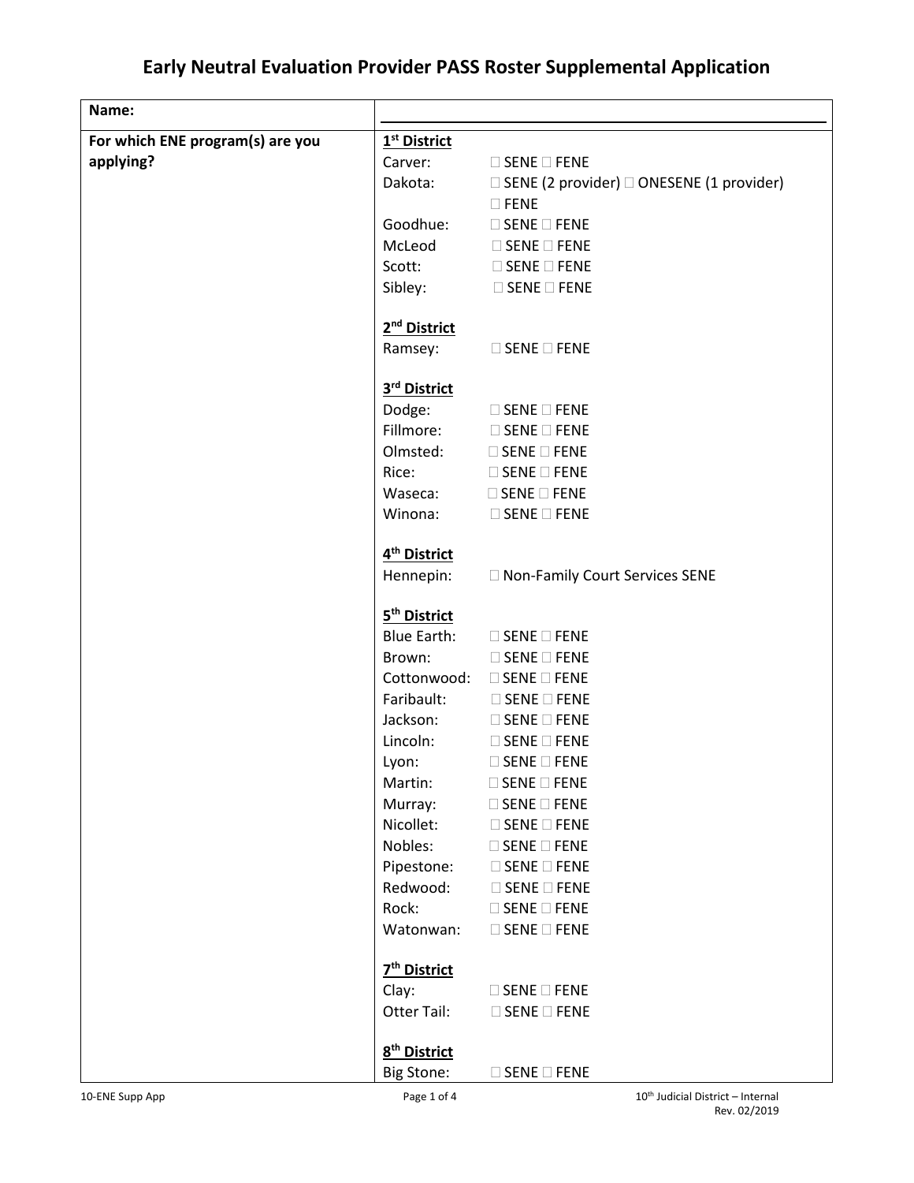# Early Neutral Evaluation Provider PASS Roster Supplemental Application

| **Name:** | |
|---|---|
| **For which ENE program(s) are you applying?** | **1st District**<br>Carver: ☐ SENE ☐ FENE<br>Dakota: ☐ SENE (2 provider) ☐ ONESENE (1 provider) ☐ FENE<br>Goodhue: ☐ SENE ☐ FENE<br>McLeod ☐ SENE ☐ FENE<br>Scott: ☐ SENE ☐ FENE<br>Sibley: ☐ SENE ☐ FENE<br><br>**2nd District**<br>Ramsey: ☐ SENE ☐ FENE<br><br>**3rd District**<br>Dodge: ☐ SENE ☐ FENE<br>Fillmore: ☐ SENE ☐ FENE<br>Olmsted: ☐ SENE ☐ FENE<br>Rice: ☐ SENE ☐ FENE<br>Waseca: ☐ SENE ☐ FENE<br>Winona: ☐ SENE ☐ FENE<br><br>**4th District**<br>Hennepin: ☐ Non-Family Court Services SENE<br><br>**5th District**<br>Blue Earth: ☐ SENE ☐ FENE<br>Brown: ☐ SENE ☐ FENE<br>Cottonwood: ☐ SENE ☐ FENE<br>Faribault: ☐ SENE ☐ FENE<br>Jackson: ☐ SENE ☐ FENE<br>Lincoln: ☐ SENE ☐ FENE<br>Lyon: ☐ SENE ☐ FENE<br>Martin: ☐ SENE ☐ FENE<br>Murray: ☐ SENE ☐ FENE<br>Nicollet: ☐ SENE ☐ FENE<br>Nobles: ☐ SENE ☐ FENE<br>Pipestone: ☐ SENE ☐ FENE<br>Redwood: ☐ SENE ☐ FENE<br>Rock: ☐ SENE ☐ FENE<br>Watonwan: ☐ SENE ☐ FENE<br><br>**7th District**<br>Clay: ☐ SENE ☐ FENE<br>Otter Tail: ☐ SENE ☐ FENE<br><br>**8th District**<br>Big Stone: ☐ SENE ☐ FENE |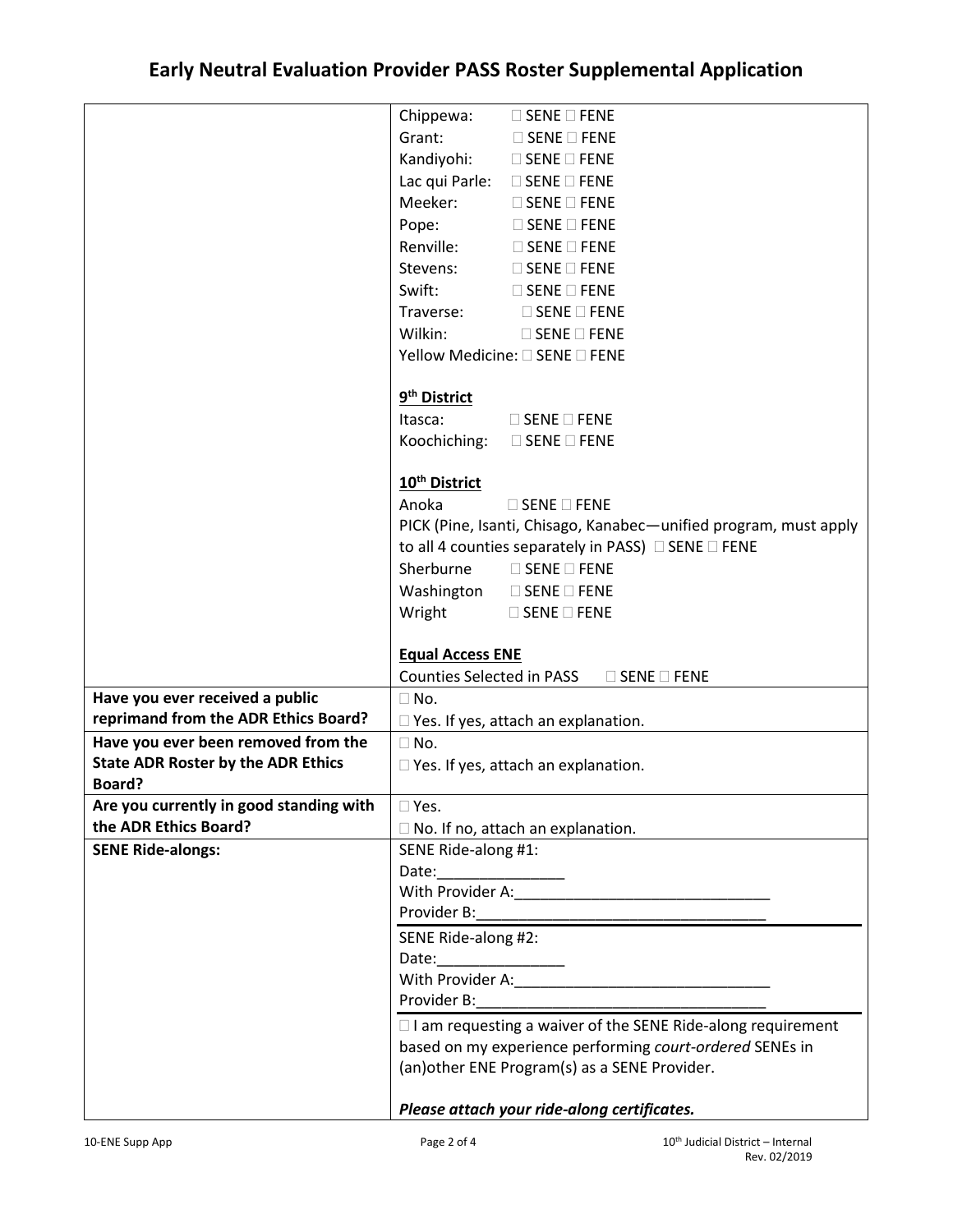# Early Neutral Evaluation Provider PASS Roster Supplemental Application

| | |
|---|---|
| | Chippewa: ☐ SENE ☐ FENE<br>Grant: ☐ SENE ☐ FENE<br>Kandiyohi: ☐ SENE ☐ FENE<br>Lac qui Parle: ☐ SENE ☐ FENE<br>Meeker: ☐ SENE ☐ FENE<br>Pope: ☐ SENE ☐ FENE<br>Renville: ☐ SENE ☐ FENE<br>Stevens: ☐ SENE ☐ FENE<br>Swift: ☐ SENE ☐ FENE<br>Traverse: ☐ SENE ☐ FENE<br>Wilkin: ☐ SENE ☐ FENE<br>Yellow Medicine: ☐ SENE ☐ FENE<br><br>**9th District**<br>Itasca: ☐ SENE ☐ FENE<br>Koochiching: ☐ SENE ☐ FENE<br><br>**10th District**<br>Anoka ☐ SENE ☐ FENE<br>PICK (Pine, Isanti, Chisago, Kanabec—unified program, must apply to all 4 counties separately in PASS) ☐ SENE ☐ FENE<br>Sherburne ☐ SENE ☐ FENE<br>Washington ☐ SENE ☐ FENE<br>Wright ☐ SENE ☐ FENE<br><br>**Equal Access ENE**<br>Counties Selected in PASS ☐ SENE ☐ FENE |
| **Have you ever received a public reprimand from the ADR Ethics Board?** | ☐ No.<br>☐ Yes. If yes, attach an explanation. |
| **Have you ever been removed from the State ADR Roster by the ADR Ethics Board?** | ☐ No.<br>☐ Yes. If yes, attach an explanation. |
| **Are you currently in good standing with the ADR Ethics Board?** | ☐ Yes.<br>☐ No. If no, attach an explanation. |
| **SENE Ride-alongs:** | SENE Ride-along #1:<br>Date:_______________<br>With Provider A:______________________________<br>Provider B:__________________________________<br><br>SENE Ride-along #2:<br>Date:_______________<br>With Provider A:______________________________<br>Provider B:__________________________________<br><br>☐ I am requesting a waiver of the SENE Ride-along requirement based on my experience performing *court-ordered* SENEs in (an)other ENE Program(s) as a SENE Provider.<br><br>***Please attach your ride-along certificates.*** |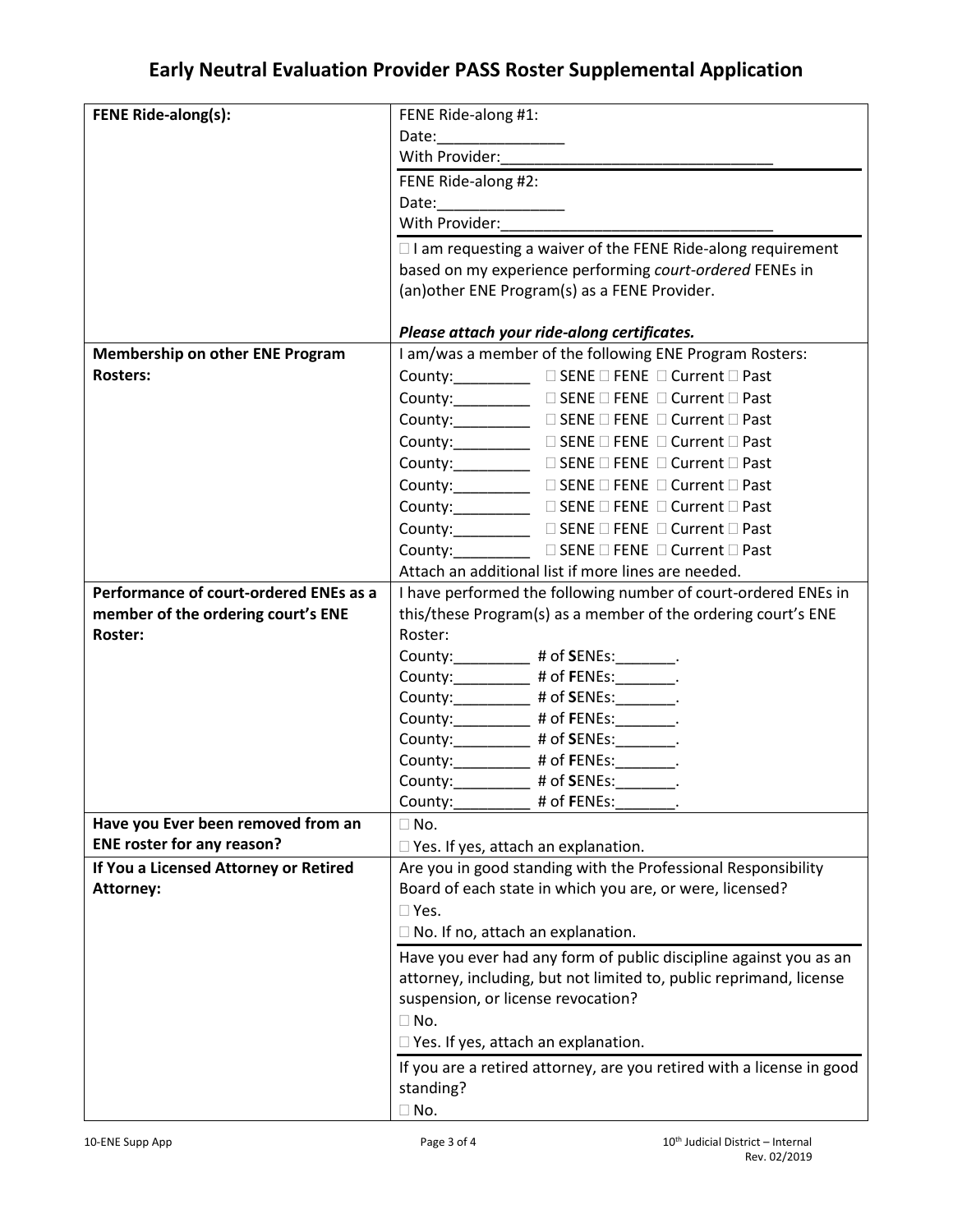# Early Neutral Evaluation Provider PASS Roster Supplemental Application

| | |
|---|---|
| **FENE Ride-along(s):** | FENE Ride-along #1:<br>Date:_______________<br>With Provider:________________________________<br>FENE Ride-along #2:<br>Date:_______________<br>With Provider:________________________________<br>☐ I am requesting a waiver of the FENE Ride-along requirement based on my experience performing *court-ordered* FENEs in (an)other ENE Program(s) as a FENE Provider.<br><br>***Please attach your ride-along certificates.*** |
| **Membership on other ENE Program Rosters:** | I am/was a member of the following ENE Program Rosters:<br>County:_________ ☐ SENE ☐ FENE ☐ Current ☐ Past<br>County:_________ ☐ SENE ☐ FENE ☐ Current ☐ Past<br>County:_________ ☐ SENE ☐ FENE ☐ Current ☐ Past<br>County:_________ ☐ SENE ☐ FENE ☐ Current ☐ Past<br>County:_________ ☐ SENE ☐ FENE ☐ Current ☐ Past<br>County:_________ ☐ SENE ☐ FENE ☐ Current ☐ Past<br>County:_________ ☐ SENE ☐ FENE ☐ Current ☐ Past<br>County:_________ ☐ SENE ☐ FENE ☐ Current ☐ Past<br>County:_________ ☐ SENE ☐ FENE ☐ Current ☐ Past<br>Attach an additional list if more lines are needed. |
| **Performance of court-ordered ENEs as a member of the ordering court's ENE Roster:** | I have performed the following number of court-ordered ENEs in this/these Program(s) as a member of the ordering court's ENE Roster:<br>County:_________ # of **S**ENEs:_______.<br>County:_________ # of **F**ENEs:_______.<br>County:_________ # of **S**ENEs:_______.<br>County:_________ # of **F**ENEs:_______.<br>County:_________ # of **S**ENEs:_______.<br>County:_________ # of **F**ENEs:_______.<br>County:_________ # of **S**ENEs:_______.<br>County:_________ # of **F**ENEs:_______. |
| **Have you Ever been removed from an ENE roster for any reason?** | ☐ No.<br>☐ Yes. If yes, attach an explanation. |
| **If You a Licensed Attorney or Retired Attorney:** | Are you in good standing with the Professional Responsibility Board of each state in which you are, or were, licensed?<br>☐ Yes.<br>☐ No. If no, attach an explanation.<br>Have you ever had any form of public discipline against you as an attorney, including, but not limited to, public reprimand, license suspension, or license revocation?<br>☐ No.<br>☐ Yes. If yes, attach an explanation.<br>If you are a retired attorney, are you retired with a license in good standing?<br>☐ No. |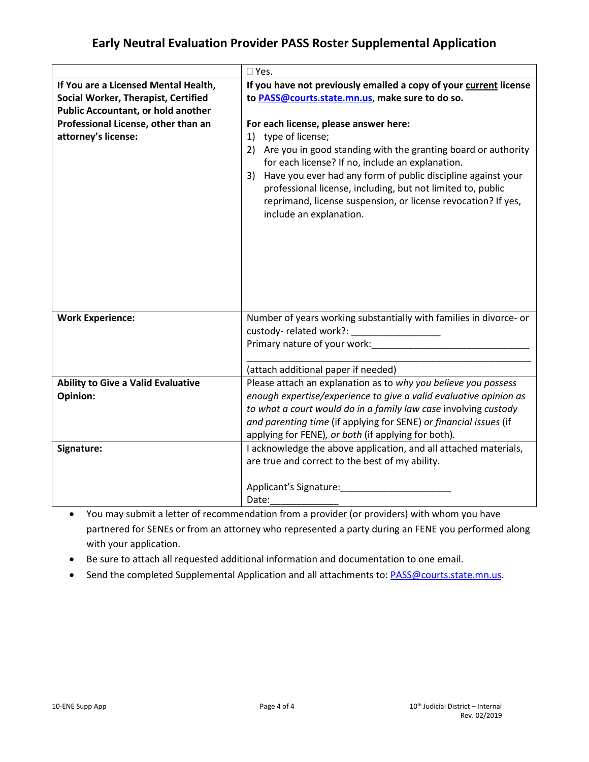# Early Neutral Evaluation Provider PASS Roster Supplemental Application

| | |
|---|---|
| | ☐ Yes. |
| **If You are a Licensed Mental Health, Social Worker, Therapist, Certified Public Accountant, or hold another Professional License, other than an attorney's license:** | **If you have not previously emailed a copy of your <u>current</u> license to [PASS@courts.state.mn.us](mailto:PASS@courts.state.mn.us), make sure to do so.**<br><br>**For each license, please answer here:**<br>1) type of license;<br>2) Are you in good standing with the granting board or authority for each license? If no, include an explanation.<br>3) Have you ever had any form of public discipline against your professional license, including, but not limited to, public reprimand, license suspension, or license revocation? If yes, include an explanation. |
| **Work Experience:** | Number of years working substantially with families in divorce- or custody- related work?: _________________<br>Primary nature of your work:______________________________<br>_______________________________________________________<br>(attach additional paper if needed) |
| **Ability to Give a Valid Evaluative Opinion:** | Please attach an explanation as to *why you believe you possess enough expertise/experience to give a valid evaluative opinion as to what a court would do in a family law case* involving *custody and parenting time* (if applying for SENE) *or financial issues* (if applying for FENE)*, or both* (if applying for both). |
| **Signature:** | I acknowledge the above application, and all attached materials, are true and correct to the best of my ability.<br><br>Applicant's Signature:_____________________<br>Date:_____________ |

- You may submit a letter of recommendation from a provider (or providers) with whom you have partnered for SENEs or from an attorney who represented a party during an FENE you performed along with your application.
- Be sure to attach all requested additional information and documentation to one email.
- Send the completed Supplemental Application and all attachments to: [PASS@courts.state.mn.us](mailto:PASS@courts.state.mn.us).